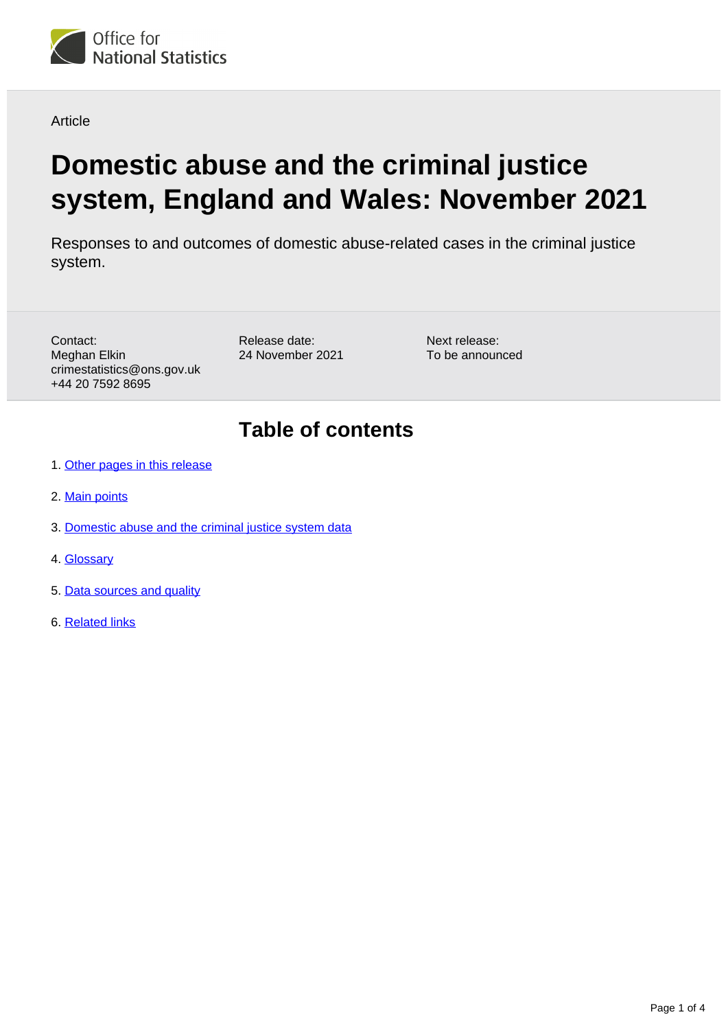Office for National Statistics

Article

# Domestic abuse and the criminal justice system, England and Wales: November 2021

Responses to and outcomes of domestic abuse-related cases in the criminal justice system.

Contact:
Meghan Elkin
crimestatistics@ons.gov.uk
+44 20 7592 8695

Release date:
24 November 2021

Next release:
To be announced

## Table of contents

1. Other pages in this release
2. Main points
3. Domestic abuse and the criminal justice system data
4. Glossary
5. Data sources and quality
6. Related links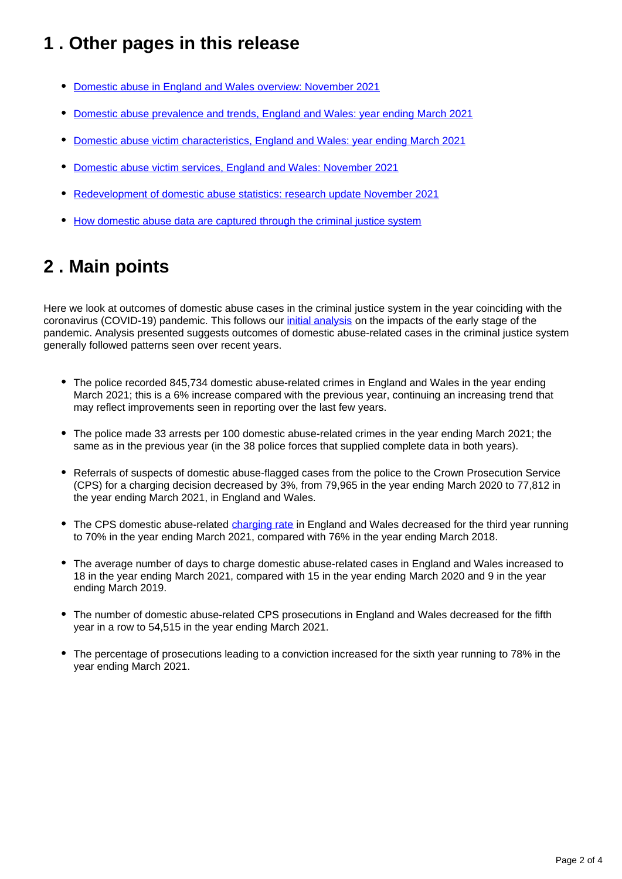## 1 . Other pages in this release

- Domestic abuse in England and Wales overview: November 2021
- Domestic abuse prevalence and trends, England and Wales: year ending March 2021
- Domestic abuse victim characteristics, England and Wales: year ending March 2021
- Domestic abuse victim services, England and Wales: November 2021
- Redevelopment of domestic abuse statistics: research update November 2021
- How domestic abuse data are captured through the criminal justice system

## 2 . Main points

Here we look at outcomes of domestic abuse cases in the criminal justice system in the year coinciding with the coronavirus (COVID-19) pandemic. This follows our initial analysis on the impacts of the early stage of the pandemic. Analysis presented suggests outcomes of domestic abuse-related cases in the criminal justice system generally followed patterns seen over recent years.

- The police recorded 845,734 domestic abuse-related crimes in England and Wales in the year ending March 2021; this is a 6% increase compared with the previous year, continuing an increasing trend that may reflect improvements seen in reporting over the last few years.
- The police made 33 arrests per 100 domestic abuse-related crimes in the year ending March 2021; the same as in the previous year (in the 38 police forces that supplied complete data in both years).
- Referrals of suspects of domestic abuse-flagged cases from the police to the Crown Prosecution Service (CPS) for a charging decision decreased by 3%, from 79,965 in the year ending March 2020 to 77,812 in the year ending March 2021, in England and Wales.
- The CPS domestic abuse-related charging rate in England and Wales decreased for the third year running to 70% in the year ending March 2021, compared with 76% in the year ending March 2018.
- The average number of days to charge domestic abuse-related cases in England and Wales increased to 18 in the year ending March 2021, compared with 15 in the year ending March 2020 and 9 in the year ending March 2019.
- The number of domestic abuse-related CPS prosecutions in England and Wales decreased for the fifth year in a row to 54,515 in the year ending March 2021.
- The percentage of prosecutions leading to a conviction increased for the sixth year running to 78% in the year ending March 2021.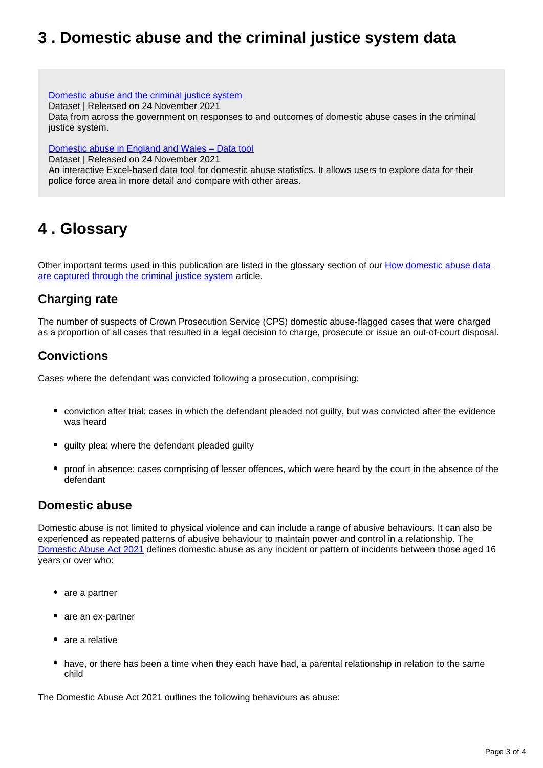## 3 . Domestic abuse and the criminal justice system data

[Domestic abuse and the criminal justice system](#)
Dataset | Released on 24 November 2021
Data from across the government on responses to and outcomes of domestic abuse cases in the criminal justice system.

[Domestic abuse in England and Wales – Data tool](#)
Dataset | Released on 24 November 2021
An interactive Excel-based data tool for domestic abuse statistics. It allows users to explore data for their police force area in more detail and compare with other areas.

## 4 . Glossary

Other important terms used in this publication are listed in the glossary section of our [How domestic abuse data are captured through the criminal justice system](#) article.

### Charging rate

The number of suspects of Crown Prosecution Service (CPS) domestic abuse-flagged cases that were charged as a proportion of all cases that resulted in a legal decision to charge, prosecute or issue an out-of-court disposal.

### Convictions

Cases where the defendant was convicted following a prosecution, comprising:

- conviction after trial: cases in which the defendant pleaded not guilty, but was convicted after the evidence was heard
- guilty plea: where the defendant pleaded guilty
- proof in absence: cases comprising of lesser offences, which were heard by the court in the absence of the defendant

### Domestic abuse

Domestic abuse is not limited to physical violence and can include a range of abusive behaviours. It can also be experienced as repeated patterns of abusive behaviour to maintain power and control in a relationship. The [Domestic Abuse Act 2021](#) defines domestic abuse as any incident or pattern of incidents between those aged 16 years or over who:

- are a partner
- are an ex-partner
- are a relative
- have, or there has been a time when they each have had, a parental relationship in relation to the same child

The Domestic Abuse Act 2021 outlines the following behaviours as abuse: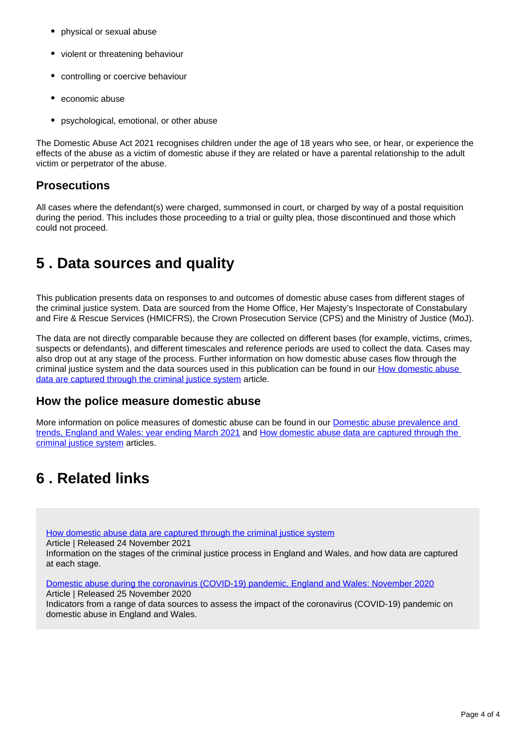- physical or sexual abuse
- violent or threatening behaviour
- controlling or coercive behaviour
- economic abuse
- psychological, emotional, or other abuse

The Domestic Abuse Act 2021 recognises children under the age of 18 years who see, or hear, or experience the effects of the abuse as a victim of domestic abuse if they are related or have a parental relationship to the adult victim or perpetrator of the abuse.

### Prosecutions

All cases where the defendant(s) were charged, summonsed in court, or charged by way of a postal requisition during the period. This includes those proceeding to a trial or guilty plea, those discontinued and those which could not proceed.

## 5 . Data sources and quality

This publication presents data on responses to and outcomes of domestic abuse cases from different stages of the criminal justice system. Data are sourced from the Home Office, Her Majesty's Inspectorate of Constabulary and Fire & Rescue Services (HMICFRS), the Crown Prosecution Service (CPS) and the Ministry of Justice (MoJ).

The data are not directly comparable because they are collected on different bases (for example, victims, crimes, suspects or defendants), and different timescales and reference periods are used to collect the data. Cases may also drop out at any stage of the process. Further information on how domestic abuse cases flow through the criminal justice system and the data sources used in this publication can be found in our How domestic abuse data are captured through the criminal justice system article.

### How the police measure domestic abuse

More information on police measures of domestic abuse can be found in our Domestic abuse prevalence and trends, England and Wales: year ending March 2021 and How domestic abuse data are captured through the criminal justice system articles.

## 6 . Related links

How domestic abuse data are captured through the criminal justice system
Article | Released 24 November 2021
Information on the stages of the criminal justice process in England and Wales, and how data are captured at each stage.

Domestic abuse during the coronavirus (COVID-19) pandemic, England and Wales: November 2020
Article | Released 25 November 2020
Indicators from a range of data sources to assess the impact of the coronavirus (COVID-19) pandemic on domestic abuse in England and Wales.